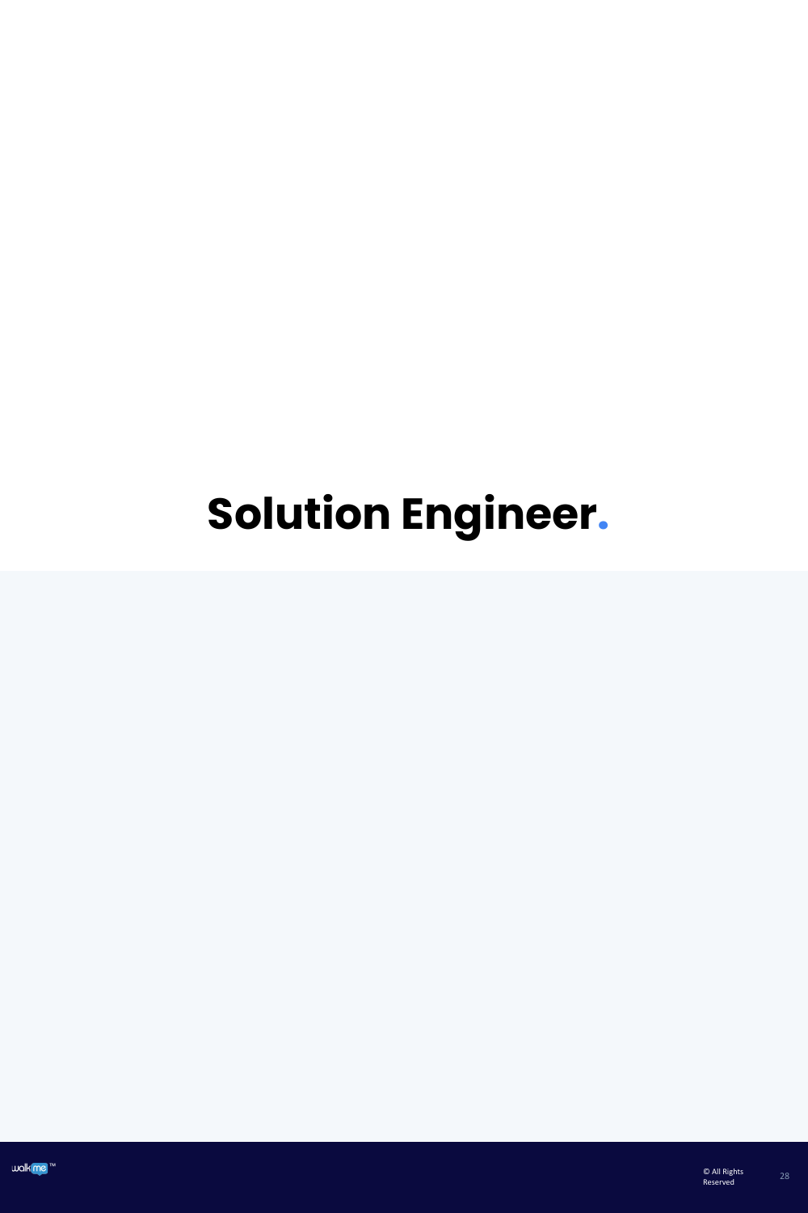# Solution Engineer.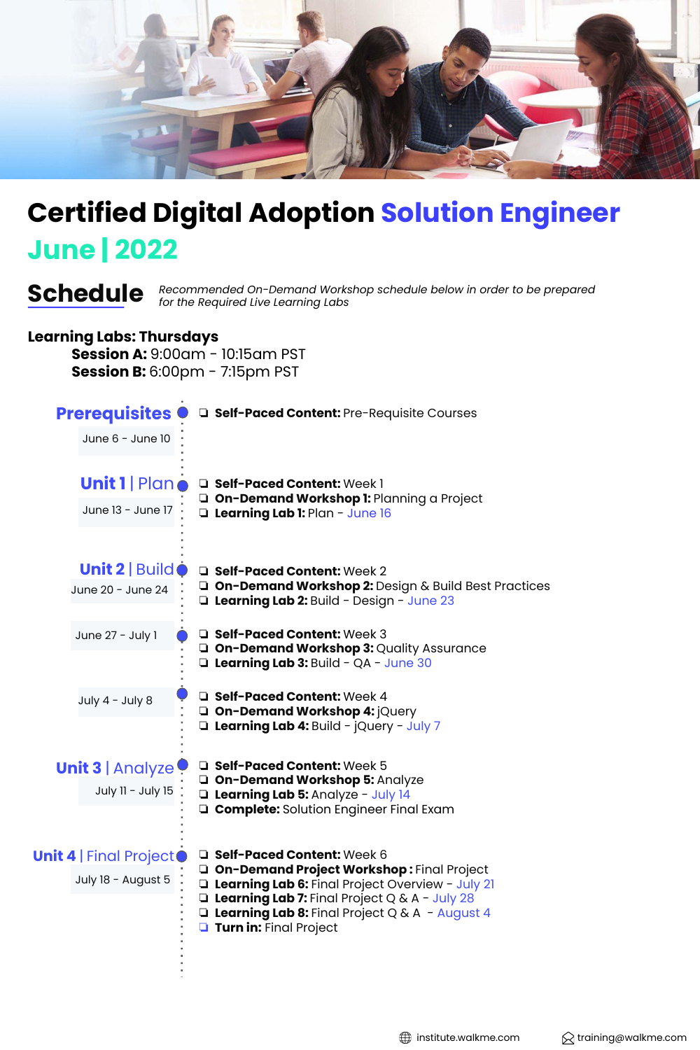# Certified Digital Adoption Solution Engineer June | 2022

## Schedule

*Recommended On-Demand Workshop schedule below in order to be prepared for the Required Live Learning Labs*

**Learning Labs: Thursdays**

**Session A:** 9:00am - 10:15am PST
**Session B:** 6:00pm - 7:15pm PST

### Prerequisites

June 6 - June 10

- **Self-Paced Content:** Pre-Requisite Courses

### Unit 1 | Plan

June 13 - June 17

- **Self-Paced Content:** Week 1
- **On-Demand Workshop 1:** Planning a Project
- **Learning Lab 1:** Plan - June 16

### Unit 2 | Build

June 20 - June 24

- **Self-Paced Content:** Week 2
- **On-Demand Workshop 2:** Design & Build Best Practices
- **Learning Lab 2:** Build - Design - June 23

June 27 - July 1

- **Self-Paced Content:** Week 3
- **On-Demand Workshop 3:** Quality Assurance
- **Learning Lab 3:** Build - QA - June 30

July 4 - July 8

- **Self-Paced Content:** Week 4
- **On-Demand Workshop 4:** jQuery
- **Learning Lab 4:** Build - jQuery - July 7

### Unit 3 | Analyze

July 11 - July 15

- **Self-Paced Content:** Week 5
- **On-Demand Workshop 5:** Analyze
- **Learning Lab 5:** Analyze - July 14
- **Complete:** Solution Engineer Final Exam

### Unit 4 | Final Project

July 18 - August 5

- **Self-Paced Content:** Week 6
- **On-Demand Project Workshop :** Final Project
- **Learning Lab 6:** Final Project Overview - July 21
- **Learning Lab 7:** Final Project Q & A - July 28
- **Learning Lab 8:** Final Project Q & A - August 4
- **Turn in:** Final Project

institute.walkme.com | training@walkme.com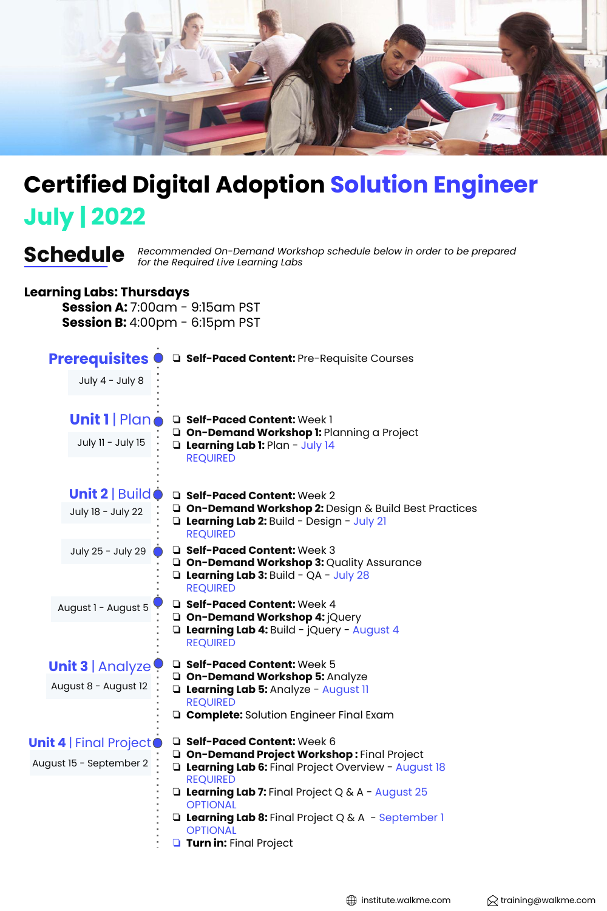# Certified Digital Adoption Solution Engineer

## July | 2022

## Schedule

*Recommended On-Demand Workshop schedule below in order to be prepared for the Required Live Learning Labs*

**Learning Labs: Thursdays**

- **Session A:** 7:00am - 9:15am PST
- **Session B:** 4:00pm - 6:15pm PST

### Prerequisites

July 4 - July 8

- **Self-Paced Content:** Pre-Requisite Courses

### Unit 1 | Plan

July 11 - July 15

- **Self-Paced Content:** Week 1
- **On-Demand Workshop 1:** Planning a Project
- **Learning Lab 1:** Plan - July 14 REQUIRED

### Unit 2 | Build

July 18 - July 22

- **Self-Paced Content:** Week 2
- **On-Demand Workshop 2:** Design & Build Best Practices
- **Learning Lab 2:** Build - Design - July 21 REQUIRED

July 25 - July 29

- **Self-Paced Content:** Week 3
- **On-Demand Workshop 3:** Quality Assurance
- **Learning Lab 3:** Build - QA - July 28 REQUIRED

August 1 - August 5

- **Self-Paced Content:** Week 4
- **On-Demand Workshop 4:** jQuery
- **Learning Lab 4:** Build - jQuery - August 4 REQUIRED

### Unit 3 | Analyze

August 8 - August 12

- **Self-Paced Content:** Week 5
- **On-Demand Workshop 5:** Analyze
- **Learning Lab 5:** Analyze - August 11 REQUIRED
- **Complete:** Solution Engineer Final Exam

### Unit 4 | Final Project

August 15 - September 2

- **Self-Paced Content:** Week 6
- **On-Demand Project Workshop :** Final Project
- **Learning Lab 6:** Final Project Overview - August 18 REQUIRED
- **Learning Lab 7:** Final Project Q & A - August 25 OPTIONAL
- **Learning Lab 8:** Final Project Q & A - September 1 OPTIONAL
- **Turn in:** Final Project

institute.walkme.com training@walkme.com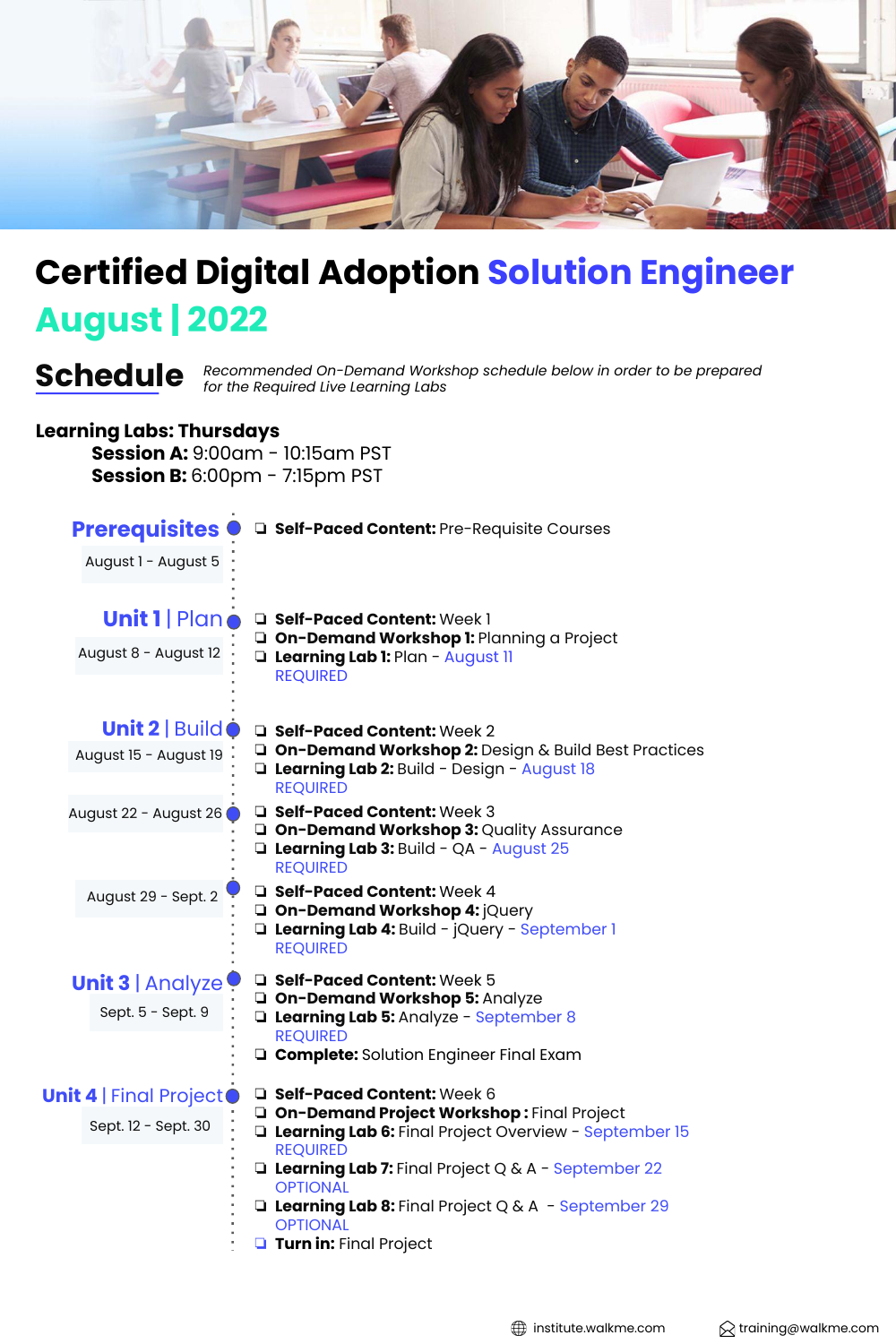# Certified Digital Adoption Solution Engineer August | 2022

## Schedule

*Recommended On-Demand Workshop schedule below in order to be prepared for the Required Live Learning Labs*

**Learning Labs: Thursdays**

**Session A:** 9:00am - 10:15am PST
**Session B:** 6:00pm - 7:15pm PST

### Prerequisites

August 1 - August 5

- **Self-Paced Content:** Pre-Requisite Courses

### Unit 1 | Plan

August 8 - August 12

- **Self-Paced Content:** Week 1
- **On-Demand Workshop 1:** Planning a Project
- **Learning Lab 1:** Plan - August 11
  REQUIRED

### Unit 2 | Build

August 15 - August 19

- **Self-Paced Content:** Week 2
- **On-Demand Workshop 2:** Design & Build Best Practices
- **Learning Lab 2:** Build - Design - August 18
  REQUIRED

August 22 - August 26

- **Self-Paced Content:** Week 3
- **On-Demand Workshop 3:** Quality Assurance
- **Learning Lab 3:** Build - QA - August 25
  REQUIRED

August 29 - Sept. 2

- **Self-Paced Content:** Week 4
- **On-Demand Workshop 4:** jQuery
- **Learning Lab 4:** Build - jQuery - September 1
  REQUIRED

### Unit 3 | Analyze

Sept. 5 - Sept. 9

- **Self-Paced Content:** Week 5
- **On-Demand Workshop 5:** Analyze
- **Learning Lab 5:** Analyze - September 8
  REQUIRED
- **Complete:** Solution Engineer Final Exam

### Unit 4 | Final Project

Sept. 12 - Sept. 30

- **Self-Paced Content:** Week 6
- **On-Demand Project Workshop :** Final Project
- **Learning Lab 6:** Final Project Overview - September 15
  REQUIRED
- **Learning Lab 7:** Final Project Q & A - September 22
  OPTIONAL
- **Learning Lab 8:** Final Project Q & A - September 29
  OPTIONAL
- **Turn in:** Final Project

institute.walkme.com training@walkme.com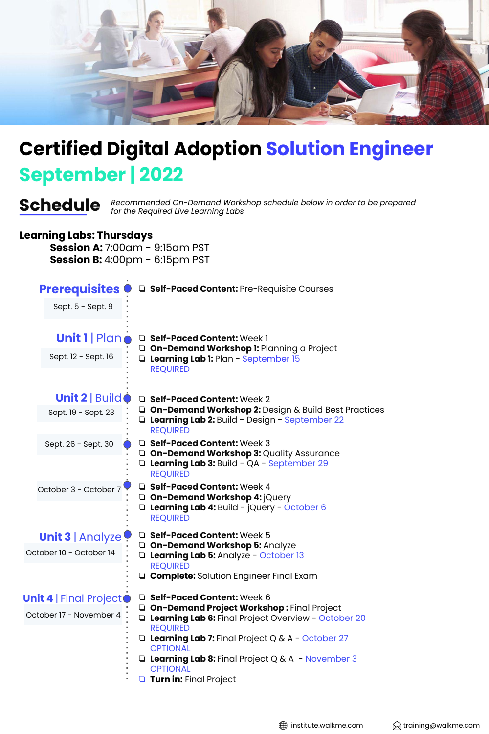# Certified Digital Adoption Solution Engineer

## September | 2022

## Schedule

*Recommended On-Demand Workshop schedule below in order to be prepared for the Required Live Learning Labs*

**Learning Labs: Thursdays**

**Session A:** 7:00am - 9:15am PST

**Session B:** 4:00pm - 6:15pm PST

### Prerequisites

Sept. 5 - Sept. 9

- **Self-Paced Content:** Pre-Requisite Courses

### Unit 1 | Plan

Sept. 12 - Sept. 16

- **Self-Paced Content:** Week 1
- **On-Demand Workshop 1:** Planning a Project
- **Learning Lab 1:** Plan - September 15 REQUIRED

### Unit 2 | Build

Sept. 19 - Sept. 23

- **Self-Paced Content:** Week 2
- **On-Demand Workshop 2:** Design & Build Best Practices
- **Learning Lab 2:** Build - Design - September 22 REQUIRED

Sept. 26 - Sept. 30

- **Self-Paced Content:** Week 3
- **On-Demand Workshop 3:** Quality Assurance
- **Learning Lab 3:** Build - QA - September 29 REQUIRED

October 3 - October 7

- **Self-Paced Content:** Week 4
- **On-Demand Workshop 4:** jQuery
- **Learning Lab 4:** Build - jQuery - October 6 REQUIRED

### Unit 3 | Analyze

October 10 - October 14

- **Self-Paced Content:** Week 5
- **On-Demand Workshop 5:** Analyze
- **Learning Lab 5:** Analyze - October 13 REQUIRED
- **Complete:** Solution Engineer Final Exam

### Unit 4 | Final Project

October 17 - November 4

- **Self-Paced Content:** Week 6
- **On-Demand Project Workshop :** Final Project
- **Learning Lab 6:** Final Project Overview - October 20 REQUIRED
- **Learning Lab 7:** Final Project Q & A - October 27 OPTIONAL
- **Learning Lab 8:** Final Project Q & A - November 3 OPTIONAL
- **Turn in:** Final Project

institute.walkme.com

training@walkme.com